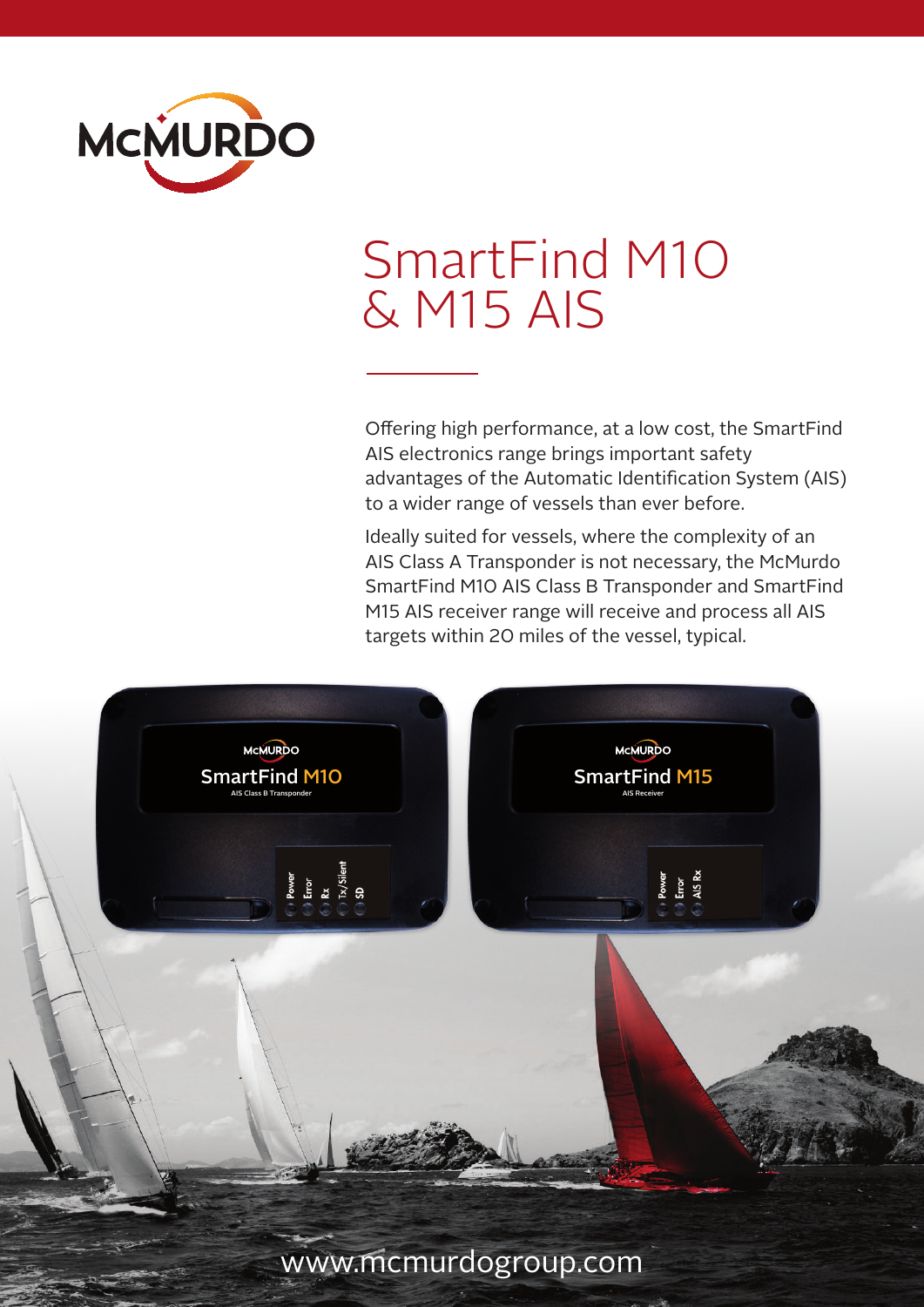# SmartFind M10 & M15 AIS

Offering high performance, at a low cost, the SmartFind AIS electronics range brings important safety advantages of the Automatic Identification System (AIS) to a wider range of vessels than ever before.

Ideally suited for vessels, where the complexity of an AIS Class A Transponder is not necessary, the McMurdo SmartFind M10 AIS Class B Transponder and SmartFind M15 AIS receiver range will receive and process all AIS targets within 20 miles of the vessel, typical.

www.mcmurdogroup.com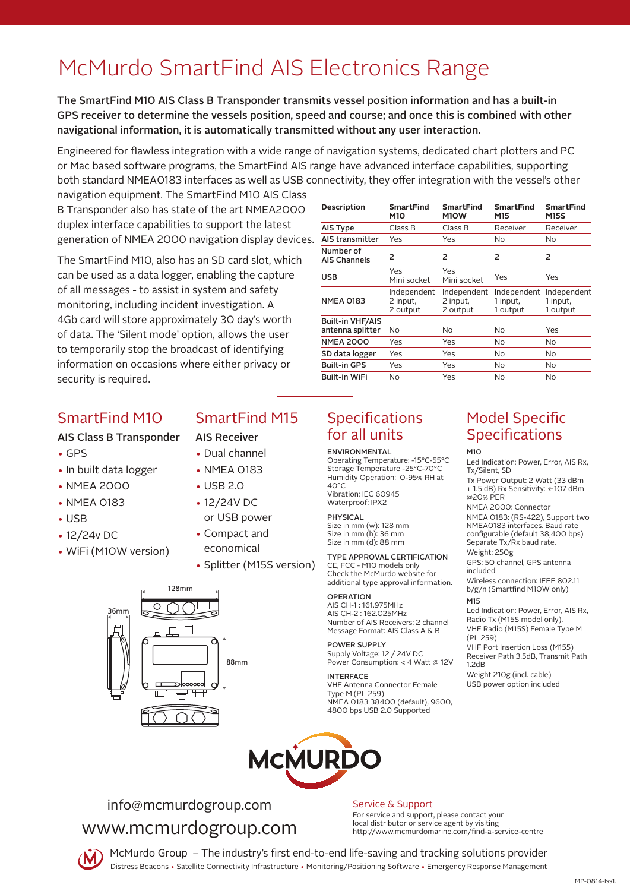# McMurdo SmartFind AIS Electronics Range

**The SmartFind M10 AIS Class B Transponder transmits vessel position information and has a built-in GPS receiver to determine the vessels position, speed and course; and once this is combined with other navigational information, it is automatically transmitted without any user interaction.**

Engineered for flawless integration with a wide range of navigation systems, dedicated chart plotters and PC or Mac based software programs, the SmartFind AIS range have advanced interface capabilities, supporting both standard NMEA0183 interfaces as well as USB connectivity, they offer integration with the vessel's other navigation equipment. The SmartFind M10 AIS Class B Transponder also has state of the art NMEA2000 duplex interface capabilities to support the latest generation of NMEA 2000 navigation display devices.

The SmartFind M10, also has an SD card slot, which can be used as a data logger, enabling the capture of all messages - to assist in system and safety monitoring, including incident investigation. A 4Gb card will store approximately 30 day's worth of data. The 'Silent mode' option, allows the user to temporarily stop the broadcast of identifying information on occasions where either privacy or security is required.

| Description | SmartFind M10 | SmartFind M10W | SmartFind M15 | SmartFind M15S |
|---|---|---|---|---|
| AIS Type | Class B | Class B | Receiver | Receiver |
| AIS transmitter | Yes | Yes | No | No |
| Number of AIS Channels | 2 | 2 | 2 | 2 |
| USB | Yes Mini socket | Yes Mini socket | Yes | Yes |
| NMEA 0183 | Independent 2 input, 2 output | Independent 2 input, 2 output | Independent 1 input, 1 output | Independent 1 input, 1 output |
| Built-in VHF/AIS antenna splitter | No | No | No | Yes |
| NMEA 2000 | Yes | Yes | No | No |
| SD data logger | Yes | Yes | No | No |
| Built-in GPS | Yes | Yes | No | No |
| Built-in WiFi | No | Yes | No | No |

## SmartFind M10

### AIS Class B Transponder

- GPS
- In built data logger
- NMEA 2000
- NMEA 0183
- USB
- 12/24v DC
- WiFi (M10W version)

## SmartFind M15

### AIS Receiver

- Dual channel
- NMEA 0183
- USB 2.0
- 12/24V DC or USB power
- Compact and economical
- Splitter (M15S version)

128mm

36mm

88mm

## Specifications for all units

**ENVIRONMENTAL**
Operating Temperature: -15°C-55°C
Storage Temperature -25°C-70°C
Humidity Operation: 0-95% RH at 40°C
Vibration: IEC 60945
Waterproof: IPX2

**PHYSICAL**
Size in mm (w): 128 mm
Size in mm (h): 36 mm
Size in mm (d): 88 mm

**TYPE APPROVAL CERTIFICATION**
CE, FCC - M10 models only
Check the McMurdo website for additional type approval information.

**OPERATION**
AIS CH-1 : 161.975MHz
AIS CH-2 : 162.025MHz
Number of AIS Receivers: 2 channel
Message Format: AIS Class A & B

**POWER SUPPLY**
Supply Voltage: 12 / 24V DC
Power Consumption: < 4 Watt @ 12V

**INTERFACE**
VHF Antenna Connector Female Type M (PL 259)
NMEA 0183 38400 (default), 9600, 4800 bps USB 2.0 Supported

## Model Specific Specifications

**M10**

Led Indication: Power, Error, AIS Rx, Tx/Silent, SD

Tx Power Output: 2 Watt (33 dBm ± 1.5 dB) Rx Sensitivity: <-107 dBm @20% PER

NMEA 2000: Connector

NMEA 0183: (RS-422), Support two NMEA0183 interfaces. Baud rate configurable (default 38,400 bps) Separate Tx/Rx baud rate.

Weight: 250g

GPS: 50 channel, GPS antenna included

Wireless connection: IEEE 802.11 b/g/n (Smartfind M10W only)

**M15**

Led Indication: Power, Error, AIS Rx, Radio Tx (M15S model only).

VHF Radio (M15S) Female Type M (PL 259)

VHF Port Insertion Loss (M155) Receiver Path 3.5dB, Transmit Path 1.2dB

Weight 210g (incl. cable)

USB power option included

McMURDO

info@mcmurdogroup.com

www.mcmurdogroup.com

**Service & Support**

For service and support, please contact your local distributor or service agent by visiting http://www.mcmurdomarine.com/find-a-service-centre

McMurdo Group – The industry's first end-to-end life-saving and tracking solutions provider

Distress Beacons • Satellite Connectivity Infrastructure • Monitoring/Positioning Software • Emergency Response Management

MP-0814-Iss1.